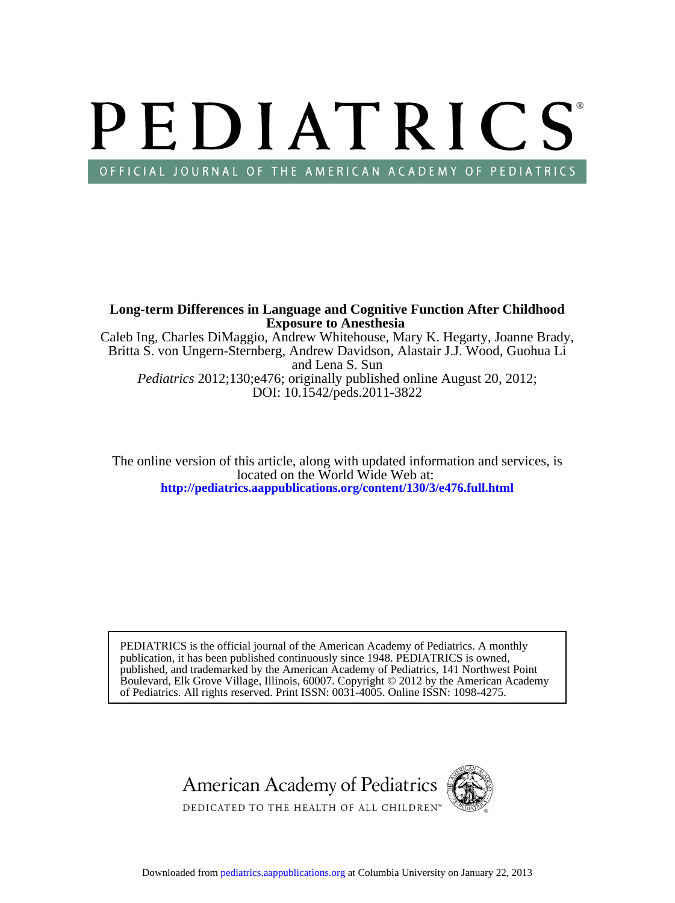# PEDIATRICS

OFFICIAL JOURNAL OF THE AMERICAN ACADEMY OF PEDIATRICS

**Long-term Differences in Language and Cognitive Function After Childhood Exposure to Anesthesia**

Caleb Ing, Charles DiMaggio, Andrew Whitehouse, Mary K. Hegarty, Joanne Brady, Britta S. von Ungern-Sternberg, Andrew Davidson, Alastair J.J. Wood, Guohua Li and Lena S. Sun

*Pediatrics* 2012;130;e476; originally published online August 20, 2012; DOI: 10.1542/peds.2011-3822

The online version of this article, along with updated information and services, is located on the World Wide Web at:
**http://pediatrics.aappublications.org/content/130/3/e476.full.html**

PEDIATRICS is the official journal of the American Academy of Pediatrics. A monthly publication, it has been published continuously since 1948. PEDIATRICS is owned, published, and trademarked by the American Academy of Pediatrics, 141 Northwest Point Boulevard, Elk Grove Village, Illinois, 60007. Copyright © 2012 by the American Academy of Pediatrics. All rights reserved. Print ISSN: 0031-4005. Online ISSN: 1098-4275.

American Academy of Pediatrics

DEDICATED TO THE HEALTH OF ALL CHILDREN™

Downloaded from pediatrics.aappublications.org at Columbia University on January 22, 2013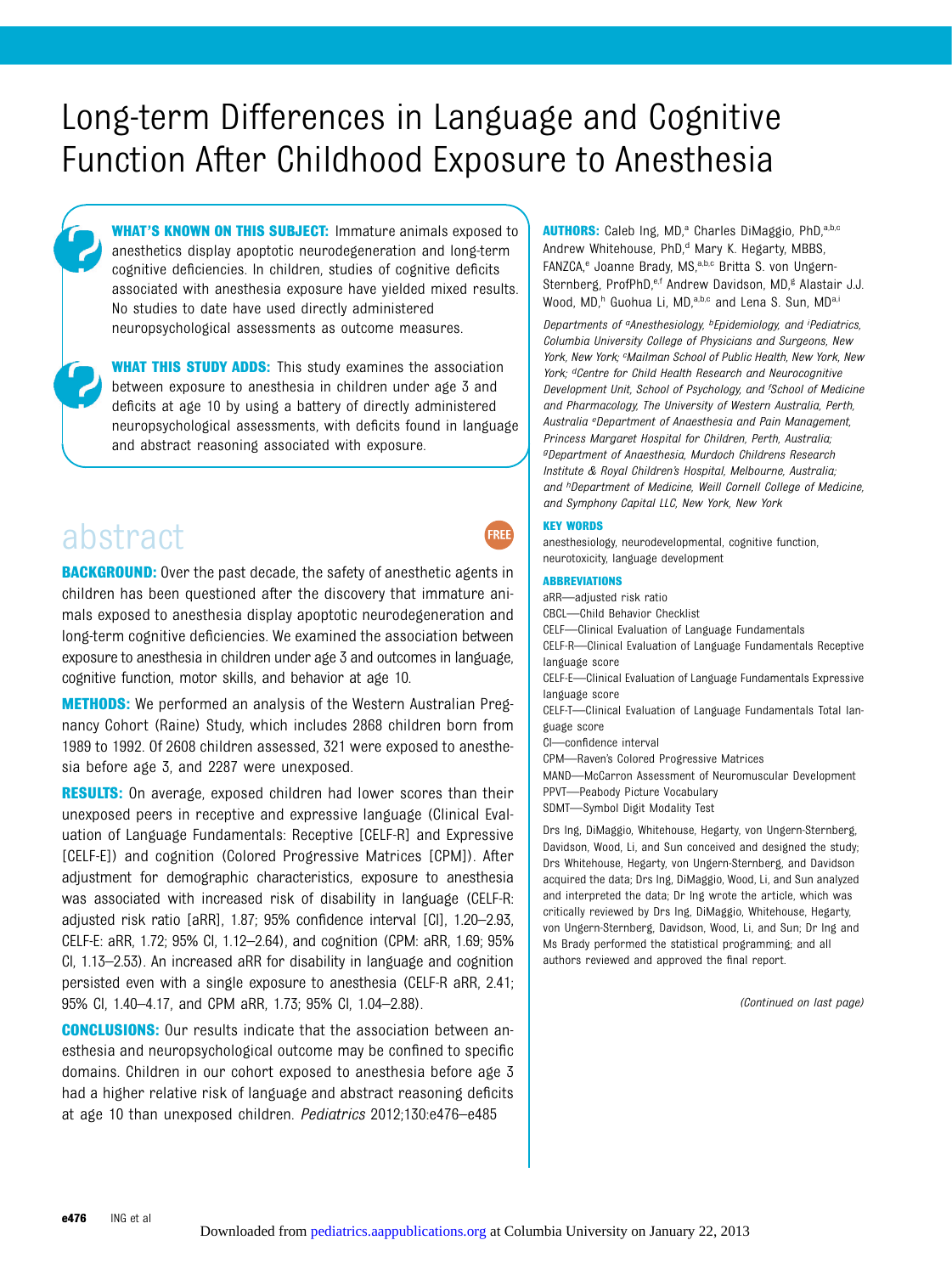# Long-term Differences in Language and Cognitive Function After Childhood Exposure to Anesthesia

**WHAT'S KNOWN ON THIS SUBJECT:** Immature animals exposed to anesthetics display apoptotic neurodegeneration and long-term cognitive deficiencies. In children, studies of cognitive deficits associated with anesthesia exposure have yielded mixed results. No studies to date have used directly administered neuropsychological assessments as outcome measures.

**WHAT THIS STUDY ADDS:** This study examines the association between exposure to anesthesia in children under age 3 and deficits at age 10 by using a battery of directly administered neuropsychological assessments, with deficits found in language and abstract reasoning associated with exposure.

## abstract

**BACKGROUND:** Over the past decade, the safety of anesthetic agents in children has been questioned after the discovery that immature animals exposed to anesthesia display apoptotic neurodegeneration and long-term cognitive deficiencies. We examined the association between exposure to anesthesia in children under age 3 and outcomes in language, cognitive function, motor skills, and behavior at age 10.

**METHODS:** We performed an analysis of the Western Australian Pregnancy Cohort (Raine) Study, which includes 2868 children born from 1989 to 1992. Of 2608 children assessed, 321 were exposed to anesthesia before age 3, and 2287 were unexposed.

**RESULTS:** On average, exposed children had lower scores than their unexposed peers in receptive and expressive language (Clinical Evaluation of Language Fundamentals: Receptive [CELF-R] and Expressive [CELF-E]) and cognition (Colored Progressive Matrices [CPM]). After adjustment for demographic characteristics, exposure to anesthesia was associated with increased risk of disability in language (CELF-R: adjusted risk ratio [aRR], 1.87; 95% confidence interval [CI], 1.20–2.93, CELF-E: aRR, 1.72; 95% CI, 1.12–2.64), and cognition (CPM: aRR, 1.69; 95% CI, 1.13–2.53). An increased aRR for disability in language and cognition persisted even with a single exposure to anesthesia (CELF-R aRR, 2.41; 95% CI, 1.40–4.17, and CPM aRR, 1.73; 95% CI, 1.04–2.88).

**CONCLUSIONS:** Our results indicate that the association between anesthesia and neuropsychological outcome may be confined to specific domains. Children in our cohort exposed to anesthesia before age 3 had a higher relative risk of language and abstract reasoning deficits at age 10 than unexposed children. *Pediatrics* 2012;130:e476–e485

**AUTHORS:** Caleb Ing, MD,[a] Charles DiMaggio, PhD,[a,b,c] Andrew Whitehouse, PhD,[d] Mary K. Hegarty, MBBS, FANZCA,[e] Joanne Brady, MS,[a,b,c] Britta S. von Ungern-Sternberg, ProfPhD,[e,f] Andrew Davidson, MD,[g] Alastair J.J. Wood, MD,[h] Guohua Li, MD,[a,b,c] and Lena S. Sun, MD[a,i]

*Departments of [a]Anesthesiology, [b]Epidemiology, and [i]Pediatrics, Columbia University College of Physicians and Surgeons, New York, New York; [c]Mailman School of Public Health, New York, New York; [d]Centre for Child Health Research and Neurocognitive Development Unit, School of Psychology, and [f]School of Medicine and Pharmacology, The University of Western Australia, Perth, Australia [e]Department of Anaesthesia and Pain Management, Princess Margaret Hospital for Children, Perth, Australia; [g]Department of Anaesthesia, Murdoch Childrens Research Institute & Royal Children's Hospital, Melbourne, Australia; and [h]Department of Medicine, Weill Cornell College of Medicine, and Symphony Capital LLC, New York, New York*

**KEY WORDS**

anesthesiology, neurodevelopmental, cognitive function, neurotoxicity, language development

**ABBREVIATIONS**

aRR—adjusted risk ratio
CBCL—Child Behavior Checklist
CELF—Clinical Evaluation of Language Fundamentals
CELF-R—Clinical Evaluation of Language Fundamentals Receptive language score
CELF-E—Clinical Evaluation of Language Fundamentals Expressive language score
CELF-T—Clinical Evaluation of Language Fundamentals Total language score
CI—confidence interval
CPM—Raven's Colored Progressive Matrices
MAND—McCarron Assessment of Neuromuscular Development
PPVT—Peabody Picture Vocabulary
SDMT—Symbol Digit Modality Test

Drs Ing, DiMaggio, Whitehouse, Hegarty, von Ungern-Sternberg, Davidson, Wood, Li, and Sun conceived and designed the study; Drs Whitehouse, Hegarty, von Ungern-Sternberg, and Davidson acquired the data; Drs Ing, DiMaggio, Wood, Li, and Sun analyzed and interpreted the data; Dr Ing wrote the article, which was critically reviewed by Drs Ing, DiMaggio, Whitehouse, Hegarty, von Ungern-Sternberg, Davidson, Wood, Li, and Sun; Dr Ing and Ms Brady performed the statistical programming; and all authors reviewed and approved the final report.

*(Continued on last page)*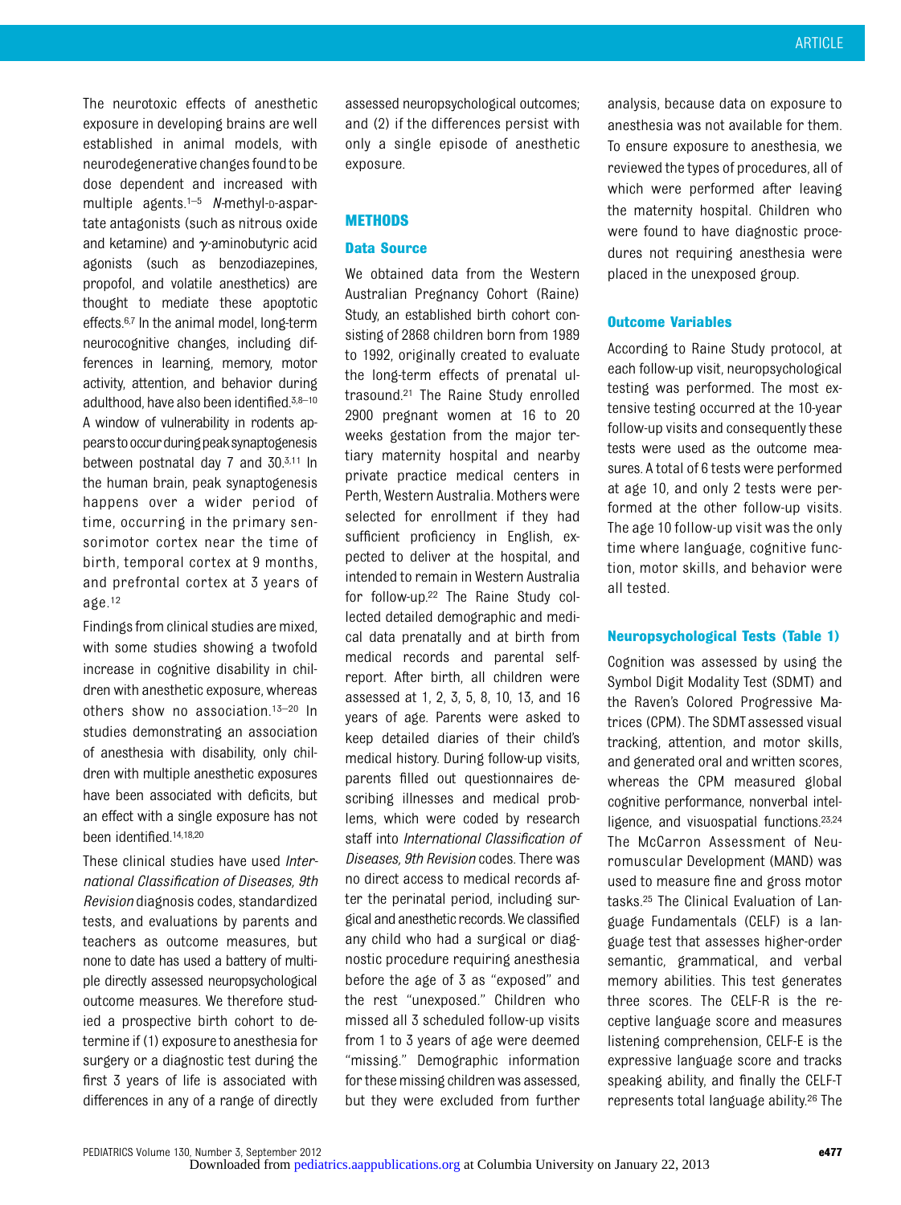The neurotoxic effects of anesthetic exposure in developing brains are well established in animal models, with neurodegenerative changes found to be dose dependent and increased with multiple agents.[1–5] *N*-methyl-D-aspartate antagonists (such as nitrous oxide and ketamine) and γ-aminobutyric acid agonists (such as benzodiazepines, propofol, and volatile anesthetics) are thought to mediate these apoptotic effects.[6,7] In the animal model, long-term neurocognitive changes, including differences in learning, memory, motor activity, attention, and behavior during adulthood, have also been identified.[3,8–10] A window of vulnerability in rodents appears to occur during peak synaptogenesis between postnatal day 7 and 30.[3,11] In the human brain, peak synaptogenesis happens over a wider period of time, occurring in the primary sensorimotor cortex near the time of birth, temporal cortex at 9 months, and prefrontal cortex at 3 years of age.[12]

Findings from clinical studies are mixed, with some studies showing a twofold increase in cognitive disability in children with anesthetic exposure, whereas others show no association.[13–20] In studies demonstrating an association of anesthesia with disability, only children with multiple anesthetic exposures have been associated with deficits, but an effect with a single exposure has not been identified.[14,18,20]

These clinical studies have used *International Classification of Diseases, 9th Revision* diagnosis codes, standardized tests, and evaluations by parents and teachers as outcome measures, but none to date has used a battery of multiple directly assessed neuropsychological outcome measures. We therefore studied a prospective birth cohort to determine if (1) exposure to anesthesia for surgery or a diagnostic test during the first 3 years of life is associated with differences in any of a range of directly assessed neuropsychological outcomes; and (2) if the differences persist with only a single episode of anesthetic exposure.

## METHODS

### Data Source

We obtained data from the Western Australian Pregnancy Cohort (Raine) Study, an established birth cohort consisting of 2868 children born from 1989 to 1992, originally created to evaluate the long-term effects of prenatal ultrasound.[21] The Raine Study enrolled 2900 pregnant women at 16 to 20 weeks gestation from the major tertiary maternity hospital and nearby private practice medical centers in Perth, Western Australia. Mothers were selected for enrollment if they had sufficient proficiency in English, expected to deliver at the hospital, and intended to remain in Western Australia for follow-up.[22] The Raine Study collected detailed demographic and medical data prenatally and at birth from medical records and parental self-report. After birth, all children were assessed at 1, 2, 3, 5, 8, 10, 13, and 16 years of age. Parents were asked to keep detailed diaries of their child's medical history. During follow-up visits, parents filled out questionnaires describing illnesses and medical problems, which were coded by research staff into *International Classification of Diseases, 9th Revision* codes. There was no direct access to medical records after the perinatal period, including surgical and anesthetic records. We classified any child who had a surgical or diagnostic procedure requiring anesthesia before the age of 3 as "exposed" and the rest "unexposed." Children who missed all 3 scheduled follow-up visits from 1 to 3 years of age were deemed "missing." Demographic information for these missing children was assessed, but they were excluded from further analysis, because data on exposure to anesthesia was not available for them. To ensure exposure to anesthesia, we reviewed the types of procedures, all of which were performed after leaving the maternity hospital. Children who were found to have diagnostic procedures not requiring anesthesia were placed in the unexposed group.

### Outcome Variables

According to Raine Study protocol, at each follow-up visit, neuropsychological testing was performed. The most extensive testing occurred at the 10-year follow-up visits and consequently these tests were used as the outcome measures. A total of 6 tests were performed at age 10, and only 2 tests were performed at the other follow-up visits. The age 10 follow-up visit was the only time where language, cognitive function, motor skills, and behavior were all tested.

### Neuropsychological Tests (Table 1)

Cognition was assessed by using the Symbol Digit Modality Test (SDMT) and the Raven's Colored Progressive Matrices (CPM). The SDMT assessed visual tracking, attention, and motor skills, and generated oral and written scores, whereas the CPM measured global cognitive performance, nonverbal intelligence, and visuospatial functions.[23,24] The McCarron Assessment of Neuromuscular Development (MAND) was used to measure fine and gross motor tasks.[25] The Clinical Evaluation of Language Fundamentals (CELF) is a language test that assesses higher-order semantic, grammatical, and verbal memory abilities. This test generates three scores. The CELF-R is the receptive language score and measures listening comprehension, CELF-E is the expressive language score and tracks speaking ability, and finally the CELF-T represents total language ability.[26] The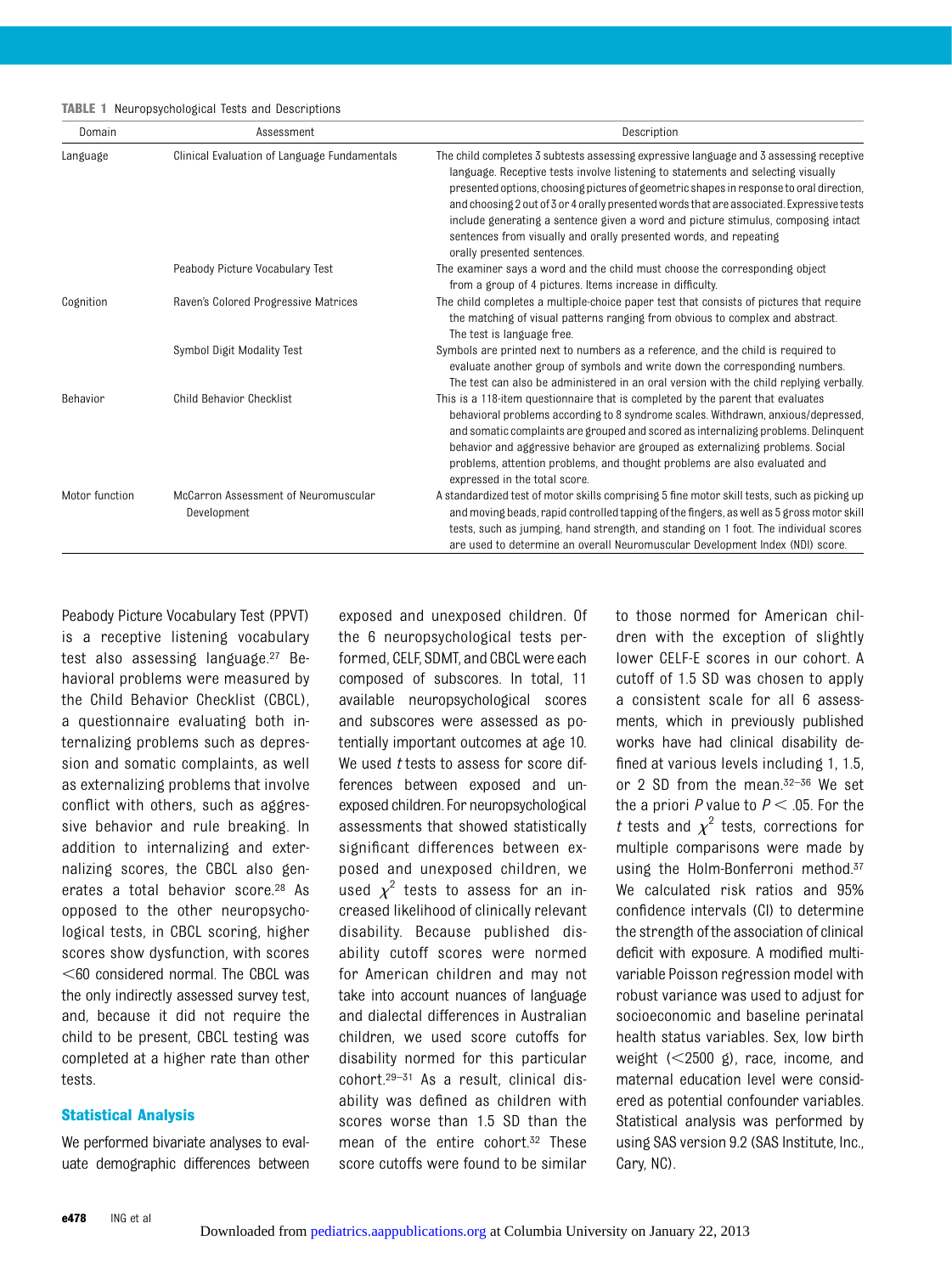**TABLE 1** Neuropsychological Tests and Descriptions

| Domain | Assessment | Description |
|---|---|---|
| Language | Clinical Evaluation of Language Fundamentals | The child completes 3 subtests assessing expressive language and 3 assessing receptive language. Receptive tests involve listening to statements and selecting visually presented options, choosing pictures of geometric shapes in response to oral direction, and choosing 2 out of 3 or 4 orally presented words that are associated. Expressive tests include generating a sentence given a word and picture stimulus, composing intact sentences from visually and orally presented words, and repeating orally presented sentences. |
| | Peabody Picture Vocabulary Test | The examiner says a word and the child must choose the corresponding object from a group of 4 pictures. Items increase in difficulty. |
| Cognition | Raven's Colored Progressive Matrices | The child completes a multiple-choice paper test that consists of pictures that require the matching of visual patterns ranging from obvious to complex and abstract. The test is language free. |
| | Symbol Digit Modality Test | Symbols are printed next to numbers as a reference, and the child is required to evaluate another group of symbols and write down the corresponding numbers. The test can also be administered in an oral version with the child replying verbally. |
| Behavior | Child Behavior Checklist | This is a 118-item questionnaire that is completed by the parent that evaluates behavioral problems according to 8 syndrome scales. Withdrawn, anxious/depressed, and somatic complaints are grouped and scored as internalizing problems. Delinquent behavior and aggressive behavior are grouped as externalizing problems. Social problems, attention problems, and thought problems are also evaluated and expressed in the total score. |
| Motor function | McCarron Assessment of Neuromuscular Development | A standardized test of motor skills comprising 5 fine motor skill tests, such as picking up and moving beads, rapid controlled tapping of the fingers, as well as 5 gross motor skill tests, such as jumping, hand strength, and standing on 1 foot. The individual scores are used to determine an overall Neuromuscular Development Index (NDI) score. |

Peabody Picture Vocabulary Test (PPVT) is a receptive listening vocabulary test also assessing language.[27] Behavioral problems were measured by the Child Behavior Checklist (CBCL), a questionnaire evaluating both internalizing problems such as depression and somatic complaints, as well as externalizing problems that involve conflict with others, such as aggressive behavior and rule breaking. In addition to internalizing and externalizing scores, the CBCL also generates a total behavior score.[28] As opposed to the other neuropsychological tests, in CBCL scoring, higher scores show dysfunction, with scores <60 considered normal. The CBCL was the only indirectly assessed survey test, and, because it did not require the child to be present, CBCL testing was completed at a higher rate than other tests.

### Statistical Analysis

We performed bivariate analyses to evaluate demographic differences between exposed and unexposed children. Of the 6 neuropsychological tests performed, CELF, SDMT, and CBCL were each composed of subscores. In total, 11 available neuropsychological scores and subscores were assessed as potentially important outcomes at age 10. We used *t* tests to assess for score differences between exposed and unexposed children. For neuropsychological assessments that showed statistically significant differences between exposed and unexposed children, we used $\chi^2$ tests to assess for an increased likelihood of clinically relevant disability. Because published disability cutoff scores were normed for American children and may not take into account nuances of language and dialectal differences in Australian children, we used score cutoffs for disability normed for this particular cohort.[29–31] As a result, clinical disability was defined as children with scores worse than 1.5 SD than the mean of the entire cohort.[32] These score cutoffs were found to be similar to those normed for American children with the exception of slightly lower CELF-E scores in our cohort. A cutoff of 1.5 SD was chosen to apply a consistent scale for all 6 assessments, which in previously published works have had clinical disability defined at various levels including 1, 1.5, or 2 SD from the mean.[32–36] We set the a priori *P* value to $P < .05$. For the *t* tests and $\chi^2$ tests, corrections for multiple comparisons were made by using the Holm-Bonferroni method.[37] We calculated risk ratios and 95% confidence intervals (CI) to determine the strength of the association of clinical deficit with exposure. A modified multivariable Poisson regression model with robust variance was used to adjust for socioeconomic and baseline perinatal health status variables. Sex, low birth weight (<2500 g), race, income, and maternal education level were considered as potential confounder variables. Statistical analysis was performed by using SAS version 9.2 (SAS Institute, Inc., Cary, NC).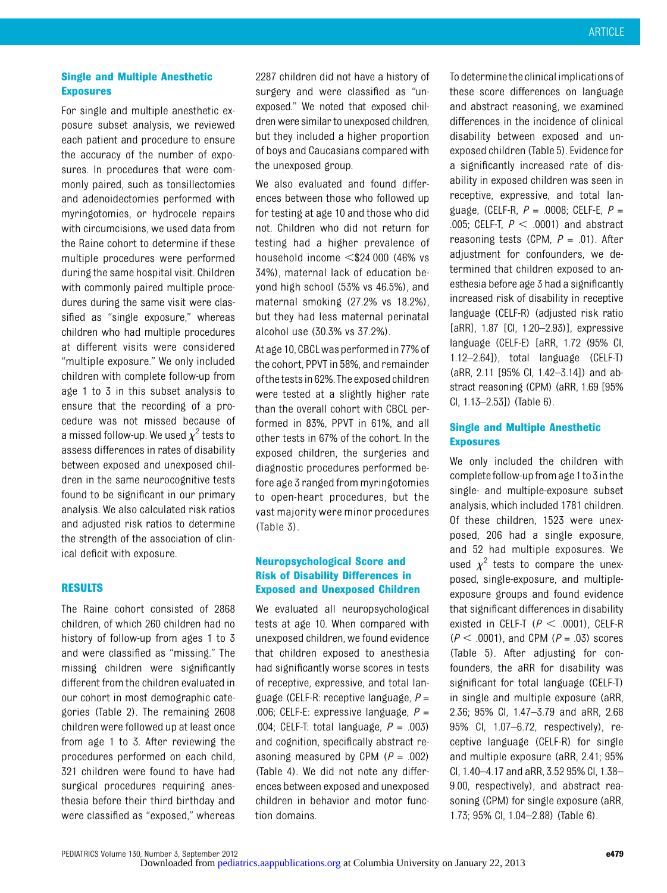### Single and Multiple Anesthetic Exposures

For single and multiple anesthetic exposure subset analysis, we reviewed each patient and procedure to ensure the accuracy of the number of exposures. In procedures that were commonly paired, such as tonsillectomies and adenoidectomies performed with myringotomies, or hydrocele repairs with circumcisions, we used data from the Raine cohort to determine if these multiple procedures were performed during the same hospital visit. Children with commonly paired multiple procedures during the same visit were classified as "single exposure," whereas children who had multiple procedures at different visits were considered "multiple exposure." We only included children with complete follow-up from age 1 to 3 in this subset analysis to ensure that the recording of a procedure was not missed because of a missed follow-up. We used $\chi^2$ tests to assess differences in rates of disability between exposed and unexposed children in the same neurocognitive tests found to be significant in our primary analysis. We also calculated risk ratios and adjusted risk ratios to determine the strength of the association of clinical deficit with exposure.

## RESULTS

The Raine cohort consisted of 2868 children, of which 260 children had no history of follow-up from ages 1 to 3 and were classified as "missing." The missing children were significantly different from the children evaluated in our cohort in most demographic categories (Table 2). The remaining 2608 children were followed up at least once from age 1 to 3. After reviewing the procedures performed on each child, 321 children were found to have had surgical procedures requiring anesthesia before their third birthday and were classified as "exposed," whereas 2287 children did not have a history of surgery and were classified as "unexposed." We noted that exposed children were similar to unexposed children, but they included a higher proportion of boys and Caucasians compared with the unexposed group.

We also evaluated and found differences between those who followed up for testing at age 10 and those who did not. Children who did not return for testing had a higher prevalence of household income <\$24 000 (46% vs 34%), maternal lack of education beyond high school (53% vs 46.5%), and maternal smoking (27.2% vs 18.2%), but they had less maternal perinatal alcohol use (30.3% vs 37.2%).

At age 10, CBCL was performed in 77% of the cohort, PPVT in 58%, and remainder of the tests in 62%. The exposed children were tested at a slightly higher rate than the overall cohort with CBCL performed in 83%, PPVT in 61%, and all other tests in 67% of the cohort. In the exposed children, the surgeries and diagnostic procedures performed before age 3 ranged from myringotomies to open-heart procedures, but the vast majority were minor procedures (Table 3).

### Neuropsychological Score and Risk of Disability Differences in Exposed and Unexposed Children

We evaluated all neuropsychological tests at age 10. When compared with unexposed children, we found evidence that children exposed to anesthesia had significantly worse scores in tests of receptive, expressive, and total language (CELF-R: receptive language, $P = .006$; CELF-E: expressive language, $P = .004$; CELF-T: total language, $P = .003$) and cognition, specifically abstract reasoning measured by CPM ($P = .002$) (Table 4). We did not note any differences between exposed and unexposed children in behavior and motor function domains.

To determine the clinical implications of these score differences on language and abstract reasoning, we examined differences in the incidence of clinical disability between exposed and unexposed children (Table 5). Evidence for a significantly increased rate of disability in exposed children was seen in receptive, expressive, and total language, (CELF-R, $P = .0008$; CELF-E, $P = .005$; CELF-T, $P < .0001$) and abstract reasoning tests (CPM, $P = .01$). After adjustment for confounders, we determined that children exposed to anesthesia before age 3 had a significantly increased risk of disability in receptive language (CELF-R) (adjusted risk ratio [aRR], 1.87 [CI, 1.20–2.93)], expressive language (CELF-E) [aRR, 1.72 (95% CI, 1.12–2.64]), total language (CELF-T) (aRR, 2.11 [95% CI, 1.42–3.14]) and abstract reasoning (CPM) (aRR, 1.69 [95% CI, 1.13–2.53]) (Table 6).

### Single and Multiple Anesthetic Exposures

We only included the children with complete follow-up from age 1 to 3 in the single- and multiple-exposure subset analysis, which included 1781 children. Of these children, 1523 were unexposed, 206 had a single exposure, and 52 had multiple exposures. We used $\chi^2$ tests to compare the unexposed, single-exposure, and multiple-exposure groups and found evidence that significant differences in disability existed in CELF-T ($P < .0001$), CELF-R ($P < .0001$), and CPM ($P = .03$) scores (Table 5). After adjusting for confounders, the aRR for disability was significant for total language (CELF-T) in single and multiple exposure (aRR, 2.36; 95% CI, 1.47–3.79 and aRR, 2.68 95% CI, 1.07–6.72, respectively), receptive language (CELF-R) for single and multiple exposure (aRR, 2.41; 95% CI, 1.40–4.17 and aRR, 3.52 95% CI, 1.38–9.00, respectively), and abstract reasoning (CPM) for single exposure (aRR, 1.73; 95% CI, 1.04–2.88) (Table 6).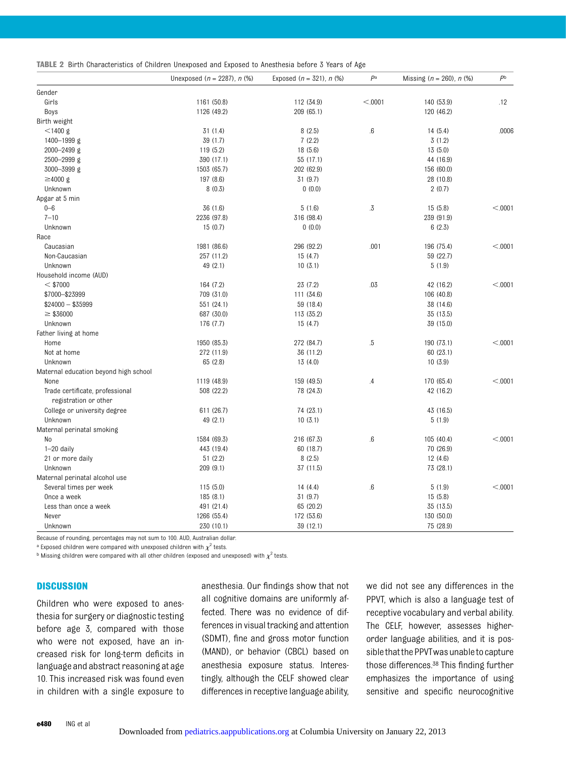**TABLE 2** Birth Characteristics of Children Unexposed and Exposed to Anesthesia before 3 Years of Age

| | Unexposed ($n$ = 2287), $n$ (%) | Exposed ($n$ = 321), $n$ (%) | $P$[a] | Missing ($n$ = 260), $n$ (%) | $P$[b] |
|---|---|---|---|---|---|
| Gender | | | | | |
| Girls | 1161 (50.8) | 112 (34.9) | <.0001 | 140 (53.9) | .12 |
| Boys | 1126 (49.2) | 209 (65.1) | | 120 (46.2) | |
| Birth weight | | | | | |
| <1400 g | 31 (1.4) | 8 (2.5) | .6 | 14 (5.4) | .0006 |
| 1400–1999 g | 39 (1.7) | 7 (2.2) | | 3 (1.2) | |
| 2000–2499 g | 119 (5.2) | 18 (5.6) | | 13 (5.0) | |
| 2500–2999 g | 390 (17.1) | 55 (17.1) | | 44 (16.9) | |
| 3000–3999 g | 1503 (65.7) | 202 (62.9) | | 156 (60.0) | |
| ≥4000 g | 197 (8.6) | 31 (9.7) | | 28 (10.8) | |
| Unknown | 8 (0.3) | 0 (0.0) | | 2 (0.7) | |
| Apgar at 5 min | | | | | |
| 0–6 | 36 (1.6) | 5 (1.6) | .3 | 15 (5.8) | <.0001 |
| 7–10 | 2236 (97.8) | 316 (98.4) | | 239 (91.9) | |
| Unknown | 15 (0.7) | 0 (0.0) | | 6 (2.3) | |
| Race | | | | | |
| Caucasian | 1981 (86.6) | 296 (92.2) | .001 | 196 (75.4) | <.0001 |
| Non-Caucasian | 257 (11.2) | 15 (4.7) | | 59 (22.7) | |
| Unknown | 49 (2.1) | 10 (3.1) | | 5 (1.9) | |
| Household income (AUD) | | | | | |
| < $7000 | 164 (7.2) | 23 (7.2) | .03 | 42 (16.2) | <.0001 |
| $7000–$23999 | 709 (31.0) | 111 (34.6) | | 106 (40.8) | |
| $24000 – $35999 | 551 (24.1) | 59 (18.4) | | 38 (14.6) | |
| ≥ $36000 | 687 (30.0) | 113 (35.2) | | 35 (13.5) | |
| Unknown | 176 (7.7) | 15 (4.7) | | 39 (15.0) | |
| Father living at home | | | | | |
| Home | 1950 (85.3) | 272 (84.7) | .5 | 190 (73.1) | <.0001 |
| Not at home | 272 (11.9) | 36 (11.2) | | 60 (23.1) | |
| Unknown | 65 (2.8) | 13 (4.0) | | 10 (3.9) | |
| Maternal education beyond high school | | | | | |
| None | 1119 (48.9) | 159 (49.5) | .4 | 170 (65.4) | <.0001 |
| Trade certificate, professional registration or other | 508 (22.2) | 78 (24.3) | | 42 (16.2) | |
| College or university degree | 611 (26.7) | 74 (23.1) | | 43 (16.5) | |
| Unknown | 49 (2.1) | 10 (3.1) | | 5 (1.9) | |
| Maternal perinatal smoking | | | | | |
| No | 1584 (69.3) | 216 (67.3) | .6 | 105 (40.4) | <.0001 |
| 1–20 daily | 443 (19.4) | 60 (18.7) | | 70 (26.9) | |
| 21 or more daily | 51 (2.2) | 8 (2.5) | | 12 (4.6) | |
| Unknown | 209 (9.1) | 37 (11.5) | | 73 (28.1) | |
| Maternal perinatal alcohol use | | | | | |
| Several times per week | 115 (5.0) | 14 (4.4) | .6 | 5 (1.9) | <.0001 |
| Once a week | 185 (8.1) | 31 (9.7) | | 15 (5.8) | |
| Less than once a week | 491 (21.4) | 65 (20.2) | | 35 (13.5) | |
| Never | 1266 (55.4) | 172 (53.6) | | 130 (50.0) | |
| Unknown | 230 (10.1) | 39 (12.1) | | 75 (28.9) | |

Because of rounding, percentages may not sum to 100. AUD, Australian dollar.

[a] Exposed children were compared with unexposed children with $\chi^2$ tests.

[b] Missing children were compared with all other children (exposed and unexposed) with $\chi^2$ tests.

## DISCUSSION

Children who were exposed to anesthesia for surgery or diagnostic testing before age 3, compared with those who were not exposed, have an increased risk for long-term deficits in language and abstract reasoning at age 10. This increased risk was found even in children with a single exposure to anesthesia. Our findings show that not all cognitive domains are uniformly affected. There was no evidence of differences in visual tracking and attention (SDMT), fine and gross motor function (MAND), or behavior (CBCL) based on anesthesia exposure status. Interestingly, although the CELF showed clear differences in receptive language ability, we did not see any differences in the PPVT, which is also a language test of receptive vocabulary and verbal ability. The CELF, however, assesses higher-order language abilities, and it is possible that the PPVT was unable to capture those differences.[38] This finding further emphasizes the importance of using sensitive and specific neurocognitive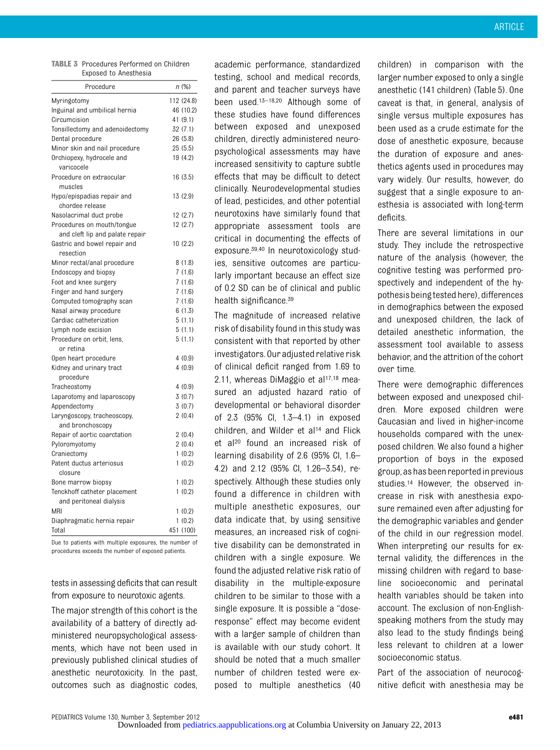**TABLE 3** Procedures Performed on Children Exposed to Anesthesia

| Procedure | n (%) |
|---|---|
| Myringotomy | 112 (24.8) |
| Inguinal and umbilical hernia | 46 (10.2) |
| Circumcision | 41 (9.1) |
| Tonsillectomy and adenoidectomy | 32 (7.1) |
| Dental procedure | 26 (5.8) |
| Minor skin and nail procedure | 25 (5.5) |
| Orchiopexy, hydrocele and varicocele | 19 (4.2) |
| Procedure on extraocular muscles | 16 (3.5) |
| Hypo/epispadias repair and chordee release | 13 (2.9) |
| Nasolacrimal duct probe | 12 (2.7) |
| Procedures on mouth/tongue and cleft lip and palate repair | 12 (2.7) |
| Gastric and bowel repair and resection | 10 (2.2) |
| Minor rectal/anal procedure | 8 (1.8) |
| Endoscopy and biopsy | 7 (1.6) |
| Foot and knee surgery | 7 (1.6) |
| Finger and hand surgery | 7 (1.6) |
| Computed tomography scan | 7 (1.6) |
| Nasal airway procedure | 6 (1.3) |
| Cardiac catheterization | 5 (1.1) |
| Lymph node excision | 5 (1.1) |
| Procedure on orbit, lens, or retina | 5 (1.1) |
| Open heart procedure | 4 (0.9) |
| Kidney and urinary tract procedure | 4 (0.9) |
| Tracheostomy | 4 (0.9) |
| Laparotomy and laparoscopy | 3 (0.7) |
| Appendectomy | 3 (0.7) |
| Laryngoscopy, tracheoscopy, and bronchoscopy | 2 (0.4) |
| Repair of aortic coarctation | 2 (0.4) |
| Pyloromyotomy | 2 (0.4) |
| Craniectomy | 1 (0.2) |
| Patent ductus arteriosus closure | 1 (0.2) |
| Bone marrow biopsy | 1 (0.2) |
| Tenckhoff catheter placement and peritoneal dialysis | 1 (0.2) |
| MRI | 1 (0.2) |
| Diaphragmatic hernia repair | 1 (0.2) |
| Total | 451 (100) |

Due to patients with multiple exposures, the number of procedures exceeds the number of exposed patients.

tests in assessing deficits that can result from exposure to neurotoxic agents.

The major strength of this cohort is the availability of a battery of directly administered neuropsychological assessments, which have not been used in previously published clinical studies of anesthetic neurotoxicity. In the past, outcomes such as diagnostic codes, academic performance, standardized testing, school and medical records, and parent and teacher surveys have been used.[13–18,20] Although some of these studies have found differences between exposed and unexposed children, directly administered neuropsychological assessments may have increased sensitivity to capture subtle effects that may be difficult to detect clinically. Neurodevelopmental studies of lead, pesticides, and other potential neurotoxins have similarly found that appropriate assessment tools are critical in documenting the effects of exposure.[39,40] In neurotoxicology studies, sensitive outcomes are particularly important because an effect size of 0.2 SD can be of clinical and public health significance.[39]

The magnitude of increased relative risk of disability found in this study was consistent with that reported by other investigators. Our adjusted relative risk of clinical deficit ranged from 1.69 to 2.11, whereas DiMaggio et al[17,18] measured an adjusted hazard ratio of developmental or behavioral disorder of 2.3 (95% CI, 1.3–4.1) in exposed children, and Wilder et al[14] and Flick et al[20] found an increased risk of learning disability of 2.6 (95% CI, 1.6–4.2) and 2.12 (95% CI, 1.26–3.54), respectively. Although these studies only found a difference in children with multiple anesthetic exposures, our data indicate that, by using sensitive measures, an increased risk of cognitive disability can be demonstrated in children with a single exposure. We found the adjusted relative risk ratio of disability in the multiple-exposure children to be similar to those with a single exposure. It is possible a "dose-response" effect may become evident with a larger sample of children than is available with our study cohort. It should be noted that a much smaller number of children tested were exposed to multiple anesthetics (40 children) in comparison with the larger number exposed to only a single anesthetic (141 children) (Table 5). One caveat is that, in general, analysis of single versus multiple exposures has been used as a crude estimate for the dose of anesthetic exposure, because the duration of exposure and anesthetics agents used in procedures may vary widely. Our results, however, do suggest that a single exposure to anesthesia is associated with long-term deficits.

There are several limitations in our study. They include the retrospective nature of the analysis (however, the cognitive testing was performed prospectively and independent of the hypothesis being tested here), differences in demographics between the exposed and unexposed children, the lack of detailed anesthetic information, the assessment tool available to assess behavior, and the attrition of the cohort over time.

There were demographic differences between exposed and unexposed children. More exposed children were Caucasian and lived in higher-income households compared with the unexposed children. We also found a higher proportion of boys in the exposed group, as has been reported in previous studies.[14] However, the observed increase in risk with anesthesia exposure remained even after adjusting for the demographic variables and gender of the child in our regression model. When interpreting our results for external validity, the differences in the missing children with regard to baseline socioeconomic and perinatal health variables should be taken into account. The exclusion of non-English-speaking mothers from the study may also lead to the study findings being less relevant to children at a lower socioeconomic status.

Part of the association of neurocognitive deficit with anesthesia may be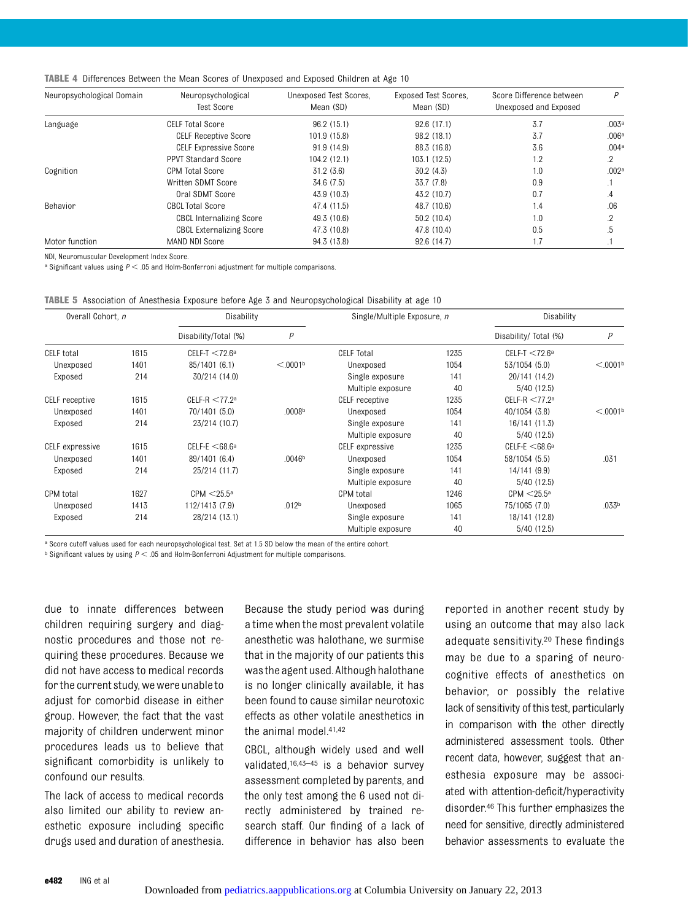**TABLE 4** Differences Between the Mean Scores of Unexposed and Exposed Children at Age 10

| Neuropsychological Domain | Neuropsychological Test Score | Unexposed Test Scores, Mean (SD) | Exposed Test Scores, Mean (SD) | Score Difference between Unexposed and Exposed | P |
|---|---|---|---|---|---|
| Language | CELF Total Score | 96.2 (15.1) | 92.6 (17.1) | 3.7 | .003[a] |
| | CELF Receptive Score | 101.9 (15.8) | 98.2 (18.1) | 3.7 | .006[a] |
| | CELF Expressive Score | 91.9 (14.9) | 88.3 (16.8) | 3.6 | .004[a] |
| | PPVT Standard Score | 104.2 (12.1) | 103.1 (12.5) | 1.2 | .2 |
| Cognition | CPM Total Score | 31.2 (3.6) | 30.2 (4.3) | 1.0 | .002[a] |
| | Written SDMT Score | 34.6 (7.5) | 33.7 (7.8) | 0.9 | .1 |
| | Oral SDMT Score | 43.9 (10.3) | 43.2 (10.7) | 0.7 | .4 |
| Behavior | CBCL Total Score | 47.4 (11.5) | 48.7 (10.6) | 1.4 | .06 |
| | CBCL Internalizing Score | 49.3 (10.6) | 50.2 (10.4) | 1.0 | .2 |
| | CBCL Externalizing Score | 47.3 (10.8) | 47.8 (10.4) | 0.5 | .5 |
| Motor function | MAND NDI Score | 94.3 (13.8) | 92.6 (14.7) | 1.7 | .1 |

NDI, Neuromuscular Development Index Score.

[a] Significant values using $P < .05$ and Holm-Bonferroni adjustment for multiple comparisons.

**TABLE 5** Association of Anesthesia Exposure before Age 3 and Neuropsychological Disability at age 10

| Overall Cohort, n | | Disability | | Single/Multiple Exposure, n | | Disability | |
|---|---|---|---|---|---|---|---|
| | | Disability/Total (%) | P | | | Disability/ Total (%) | P |
| CELF total | 1615 | CELF-T <72.6[a] | | CELF Total | 1235 | CELF-T <72.6[a] | |
| Unexposed | 1401 | 85/1401 (6.1) | <.0001[b] | Unexposed | 1054 | 53/1054 (5.0) | <.0001[b] |
| Exposed | 214 | 30/214 (14.0) | | Single exposure | 141 | 20/141 (14.2) | |
| | | | | Multiple exposure | 40 | 5/40 (12.5) | |
| CELF receptive | 1615 | CELF-R <77.2[a] | | CELF receptive | 1235 | CELF-R <77.2[a] | |
| Unexposed | 1401 | 70/1401 (5.0) | .0008[b] | Unexposed | 1054 | 40/1054 (3.8) | <.0001[b] |
| Exposed | 214 | 23/214 (10.7) | | Single exposure | 141 | 16/141 (11.3) | |
| | | | | Multiple exposure | 40 | 5/40 (12.5) | |
| CELF expressive | 1615 | CELF-E <68.6[a] | | CELF expressive | 1235 | CELF-E <68.6[a] | |
| Unexposed | 1401 | 89/1401 (6.4) | .0046[b] | Unexposed | 1054 | 58/1054 (5.5) | .031 |
| Exposed | 214 | 25/214 (11.7) | | Single exposure | 141 | 14/141 (9.9) | |
| | | | | Multiple exposure | 40 | 5/40 (12.5) | |
| CPM total | 1627 | CPM <25.5[a] | | CPM total | 1246 | CPM <25.5[a] | |
| Unexposed | 1413 | 112/1413 (7.9) | .012[b] | Unexposed | 1065 | 75/1065 (7.0) | .033[b] |
| Exposed | 214 | 28/214 (13.1) | | Single exposure | 141 | 18/141 (12.8) | |
| | | | | Multiple exposure | 40 | 5/40 (12.5) | |

[a] Score cutoff values used for each neuropsychological test. Set at 1.5 SD below the mean of the entire cohort.

[b] Significant values by using $P < .05$ and Holm-Bonferroni Adjustment for multiple comparisons.

due to innate differences between children requiring surgery and diagnostic procedures and those not requiring these procedures. Because we did not have access to medical records for the current study, we were unable to adjust for comorbid disease in either group. However, the fact that the vast majority of children underwent minor procedures leads us to believe that significant comorbidity is unlikely to confound our results.

The lack of access to medical records also limited our ability to review anesthetic exposure including specific drugs used and duration of anesthesia. Because the study period was during a time when the most prevalent volatile anesthetic was halothane, we surmise that in the majority of our patients this was the agent used. Although halothane is no longer clinically available, it has been found to cause similar neurotoxic effects as other volatile anesthetics in the animal model.[41,42]

CBCL, although widely used and well validated,[16,43–45] is a behavior survey assessment completed by parents, and the only test among the 6 used not directly administered by trained research staff. Our finding of a lack of difference in behavior has also been reported in another recent study by using an outcome that may also lack adequate sensitivity.[20] These findings may be due to a sparing of neurocognitive effects of anesthetics on behavior, or possibly the relative lack of sensitivity of this test, particularly in comparison with the other directly administered assessment tools. Other recent data, however, suggest that anesthesia exposure may be associated with attention-deficit/hyperactivity disorder.[46] This further emphasizes the need for sensitive, directly administered behavior assessments to evaluate the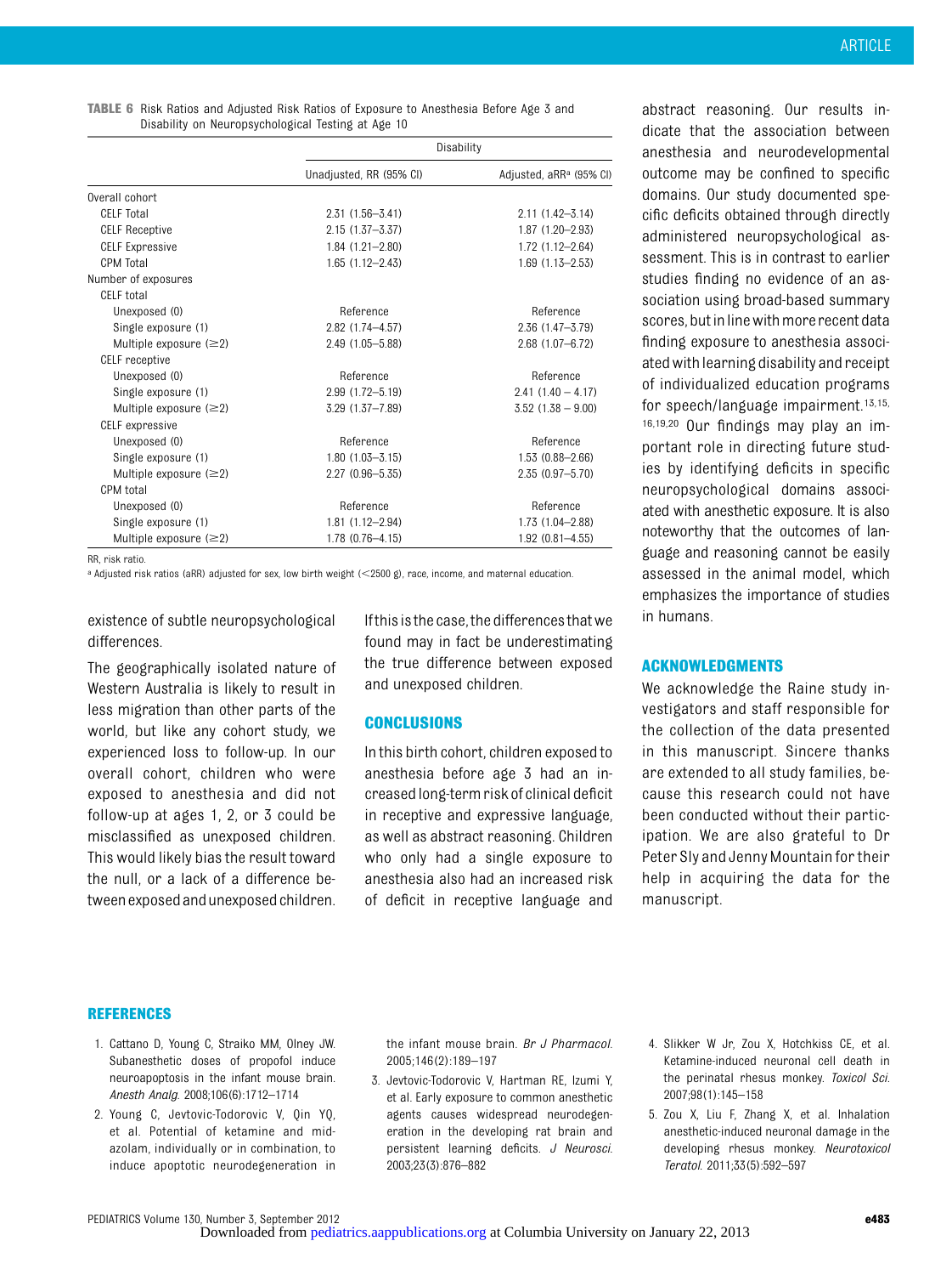**TABLE 6** Risk Ratios and Adjusted Risk Ratios of Exposure to Anesthesia Before Age 3 and Disability on Neuropsychological Testing at Age 10

| | Disability | |
|---|---|---|
| | Unadjusted, RR (95% CI) | Adjusted, aRR[a] (95% CI) |
| Overall cohort | | |
| CELF Total | 2.31 (1.56–3.41) | 2.11 (1.42–3.14) |
| CELF Receptive | 2.15 (1.37–3.37) | 1.87 (1.20–2.93) |
| CELF Expressive | 1.84 (1.21–2.80) | 1.72 (1.12–2.64) |
| CPM Total | 1.65 (1.12–2.43) | 1.69 (1.13–2.53) |
| Number of exposures | | |
| CELF total | | |
| Unexposed (0) | Reference | Reference |
| Single exposure (1) | 2.82 (1.74–4.57) | 2.36 (1.47–3.79) |
| Multiple exposure (≥2) | 2.49 (1.05–5.88) | 2.68 (1.07–6.72) |
| CELF receptive | | |
| Unexposed (0) | Reference | Reference |
| Single exposure (1) | 2.99 (1.72–5.19) | 2.41 (1.40 – 4.17) |
| Multiple exposure (≥2) | 3.29 (1.37–7.89) | 3.52 (1.38 – 9.00) |
| CELF expressive | | |
| Unexposed (0) | Reference | Reference |
| Single exposure (1) | 1.80 (1.03–3.15) | 1.53 (0.88–2.66) |
| Multiple exposure (≥2) | 2.27 (0.96–5.35) | 2.35 (0.97–5.70) |
| CPM total | | |
| Unexposed (0) | Reference | Reference |
| Single exposure (1) | 1.81 (1.12–2.94) | 1.73 (1.04–2.88) |
| Multiple exposure (≥2) | 1.78 (0.76–4.15) | 1.92 (0.81–4.55) |

RR, risk ratio.

[a] Adjusted risk ratios (aRR) adjusted for sex, low birth weight (<2500 g), race, income, and maternal education.

existence of subtle neuropsychological differences.

The geographically isolated nature of Western Australia is likely to result in less migration than other parts of the world, but like any cohort study, we experienced loss to follow-up. In our overall cohort, children who were exposed to anesthesia and did not follow-up at ages 1, 2, or 3 could be misclassified as unexposed children. This would likely bias the result toward the null, or a lack of a difference between exposed and unexposed children. If this is the case, the differences that we found may in fact be underestimating the true difference between exposed and unexposed children.

## CONCLUSIONS

In this birth cohort, children exposed to anesthesia before age 3 had an increased long-term risk of clinical deficit in receptive and expressive language, as well as abstract reasoning. Children who only had a single exposure to anesthesia also had an increased risk of deficit in receptive language and abstract reasoning. Our results indicate that the association between anesthesia and neurodevelopmental outcome may be confined to specific domains. Our study documented specific deficits obtained through directly administered neuropsychological assessment. This is in contrast to earlier studies finding no evidence of an association using broad-based summary scores, but in line with more recent data finding exposure to anesthesia associated with learning disability and receipt of individualized education programs for speech/language impairment.[13,15,16,19,20] Our findings may play an important role in directing future studies by identifying deficits in specific neuropsychological domains associated with anesthetic exposure. It is also noteworthy that the outcomes of language and reasoning cannot be easily assessed in the animal model, which emphasizes the importance of studies in humans.

## ACKNOWLEDGMENTS

We acknowledge the Raine study investigators and staff responsible for the collection of the data presented in this manuscript. Sincere thanks are extended to all study families, because this research could not have been conducted without their participation. We are also grateful to Dr Peter Sly and Jenny Mountain for their help in acquiring the data for the manuscript.

## REFERENCES

1. Cattano D, Young C, Straiko MM, Olney JW. Subanesthetic doses of propofol induce neuroapoptosis in the infant mouse brain. *Anesth Analg*. 2008;106(6):1712–1714
2. Young C, Jevtovic-Todorovic V, Qin YQ, et al. Potential of ketamine and midazolam, individually or in combination, to induce apoptotic neurodegeneration in the infant mouse brain. *Br J Pharmacol*. 2005;146(2):189–197
3. Jevtovic-Todorovic V, Hartman RE, Izumi Y, et al. Early exposure to common anesthetic agents causes widespread neurodegeneration in the developing rat brain and persistent learning deficits. *J Neurosci*. 2003;23(3):876–882
4. Slikker W Jr, Zou X, Hotchkiss CE, et al. Ketamine-induced neuronal cell death in the perinatal rhesus monkey. *Toxicol Sci*. 2007;98(1):145–158
5. Zou X, Liu F, Zhang X, et al. Inhalation anesthetic-induced neuronal damage in the developing rhesus monkey. *Neurotoxicol Teratol*. 2011;33(5):592–597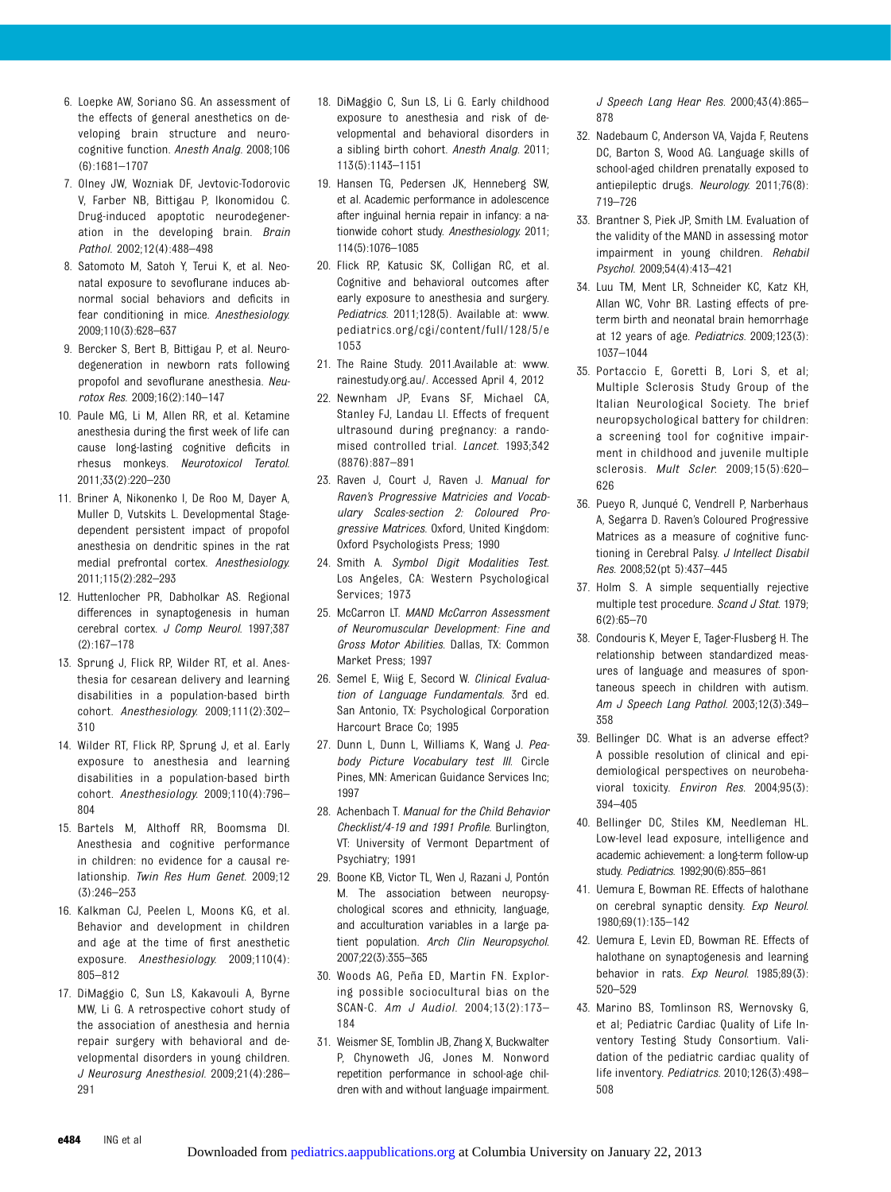6. Loepke AW, Soriano SG. An assessment of the effects of general anesthetics on developing brain structure and neurocognitive function. *Anesth Analg*. 2008;106(6):1681–1707
7. Olney JW, Wozniak DF, Jevtovic-Todorovic V, Farber NB, Bittigau P, Ikonomidou C. Drug-induced apoptotic neurodegeneration in the developing brain. *Brain Pathol*. 2002;12(4):488–498
8. Satomoto M, Satoh Y, Terui K, et al. Neonatal exposure to sevoflurane induces abnormal social behaviors and deficits in fear conditioning in mice. *Anesthesiology*. 2009;110(3):628–637
9. Bercker S, Bert B, Bittigau P, et al. Neurodegeneration in newborn rats following propofol and sevoflurane anesthesia. *Neurotox Res*. 2009;16(2):140–147
10. Paule MG, Li M, Allen RR, et al. Ketamine anesthesia during the first week of life can cause long-lasting cognitive deficits in rhesus monkeys. *Neurotoxicol Teratol*. 2011;33(2):220–230
11. Briner A, Nikonenko I, De Roo M, Dayer A, Muller D, Vutskits L. Developmental Stage-dependent persistent impact of propofol anesthesia on dendritic spines in the rat medial prefrontal cortex. *Anesthesiology*. 2011;115(2):282–293
12. Huttenlocher PR, Dabholkar AS. Regional differences in synaptogenesis in human cerebral cortex. *J Comp Neurol*. 1997;387(2):167–178
13. Sprung J, Flick RP, Wilder RT, et al. Anesthesia for cesarean delivery and learning disabilities in a population-based birth cohort. *Anesthesiology*. 2009;111(2):302–310
14. Wilder RT, Flick RP, Sprung J, et al. Early exposure to anesthesia and learning disabilities in a population-based birth cohort. *Anesthesiology*. 2009;110(4):796–804
15. Bartels M, Althoff RR, Boomsma DI. Anesthesia and cognitive performance in children: no evidence for a causal relationship. *Twin Res Hum Genet*. 2009;12(3):246–253
16. Kalkman CJ, Peelen L, Moons KG, et al. Behavior and development in children and age at the time of first anesthetic exposure. *Anesthesiology*. 2009;110(4):805–812
17. DiMaggio C, Sun LS, Kakavouli A, Byrne MW, Li G. A retrospective cohort study of the association of anesthesia and hernia repair surgery with behavioral and developmental disorders in young children. *J Neurosurg Anesthesiol*. 2009;21(4):286–291
18. DiMaggio C, Sun LS, Li G. Early childhood exposure to anesthesia and risk of developmental and behavioral disorders in a sibling birth cohort. *Anesth Analg*. 2011;113(5):1143–1151
19. Hansen TG, Pedersen JK, Henneberg SW, et al. Academic performance in adolescence after inguinal hernia repair in infancy: a nationwide cohort study. *Anesthesiology*. 2011;114(5):1076–1085
20. Flick RP, Katusic SK, Colligan RC, et al. Cognitive and behavioral outcomes after early exposure to anesthesia and surgery. *Pediatrics*. 2011;128(5). Available at: www.pediatrics.org/cgi/content/full/128/5/e1053
21. The Raine Study. 2011.Available at: www.rainestudy.org.au/. Accessed April 4, 2012
22. Newnham JP, Evans SF, Michael CA, Stanley FJ, Landau LI. Effects of frequent ultrasound during pregnancy: a randomised controlled trial. *Lancet*. 1993;342(8876):887–891
23. Raven J, Court J, Raven J. *Manual for Raven's Progressive Matrices and Vocabulary Scales-section 2: Coloured Progressive Matrices*. Oxford, United Kingdom: Oxford Psychologists Press; 1990
24. Smith A. *Symbol Digit Modalities Test*. Los Angeles, CA: Western Psychological Services; 1973
25. McCarron LT. *MAND McCarron Assessment of Neuromuscular Development: Fine and Gross Motor Abilities*. Dallas, TX: Common Market Press; 1997
26. Semel E, Wiig E, Secord W. *Clinical Evaluation of Language Fundamentals*. 3rd ed. San Antonio, TX: Psychological Corporation Harcourt Brace Co; 1995
27. Dunn L, Dunn L, Williams K, Wang J. *Peabody Picture Vocabulary test III*. Circle Pines, MN: American Guidance Services Inc; 1997
28. Achenbach T. *Manual for the Child Behavior Checklist/4-19 and 1991 Profile*. Burlington, VT: University of Vermont Department of Psychiatry; 1991
29. Boone KB, Victor TL, Wen J, Razani J, Pontón M. The association between neuropsychological scores and ethnicity, language, and acculturation variables in a large patient population. *Arch Clin Neuropsychol*. 2007;22(3):355–365
30. Woods AG, Peña ED, Martin FN. Exploring possible sociocultural bias on the SCAN-C. *Am J Audiol*. 2004;13(2):173–184
31. Weismer SE, Tomblin JB, Zhang X, Buckwalter P, Chynoweth JG, Jones M. Nonword repetition performance in school-age children with and without language impairment. *J Speech Lang Hear Res*. 2000;43(4):865–878
32. Nadebaum C, Anderson VA, Vajda F, Reutens DC, Barton S, Wood AG. Language skills of school-aged children prenatally exposed to antiepileptic drugs. *Neurology*. 2011;76(8):719–726
33. Brantner S, Piek JP, Smith LM. Evaluation of the validity of the MAND in assessing motor impairment in young children. *Rehabil Psychol*. 2009;54(4):413–421
34. Luu TM, Ment LR, Schneider KC, Katz KH, Allan WC, Vohr BR. Lasting effects of preterm birth and neonatal brain hemorrhage at 12 years of age. *Pediatrics*. 2009;123(3):1037–1044
35. Portaccio E, Goretti B, Lori S, et al; Multiple Sclerosis Study Group of the Italian Neurological Society. The brief neuropsychological battery for children: a screening tool for cognitive impairment in childhood and juvenile multiple sclerosis. *Mult Scler*. 2009;15(5):620–626
36. Pueyo R, Junqué C, Vendrell P, Narberhaus A, Segarra D. Raven's Coloured Progressive Matrices as a measure of cognitive functioning in Cerebral Palsy. *J Intellect Disabil Res*. 2008;52(pt 5):437–445
37. Holm S. A simple sequentially rejective multiple test procedure. *Scand J Stat*. 1979;6(2):65–70
38. Condouris K, Meyer E, Tager-Flusberg H. The relationship between standardized measures of language and measures of spontaneous speech in children with autism. *Am J Speech Lang Pathol*. 2003;12(3):349–358
39. Bellinger DC. What is an adverse effect? A possible resolution of clinical and epidemiological perspectives on neurobehavioral toxicity. *Environ Res*. 2004;95(3):394–405
40. Bellinger DC, Stiles KM, Needleman HL. Low-level lead exposure, intelligence and academic achievement: a long-term follow-up study. *Pediatrics*. 1992;90(6):855–861
41. Uemura E, Bowman RE. Effects of halothane on cerebral synaptic density. *Exp Neurol*. 1980;69(1):135–142
42. Uemura E, Levin ED, Bowman RE. Effects of halothane on synaptogenesis and learning behavior in rats. *Exp Neurol*. 1985;89(3):520–529
43. Marino BS, Tomlinson RS, Wernovsky G, et al; Pediatric Cardiac Quality of Life Inventory Testing Study Consortium. Validation of the pediatric cardiac quality of life inventory. *Pediatrics*. 2010;126(3):498–508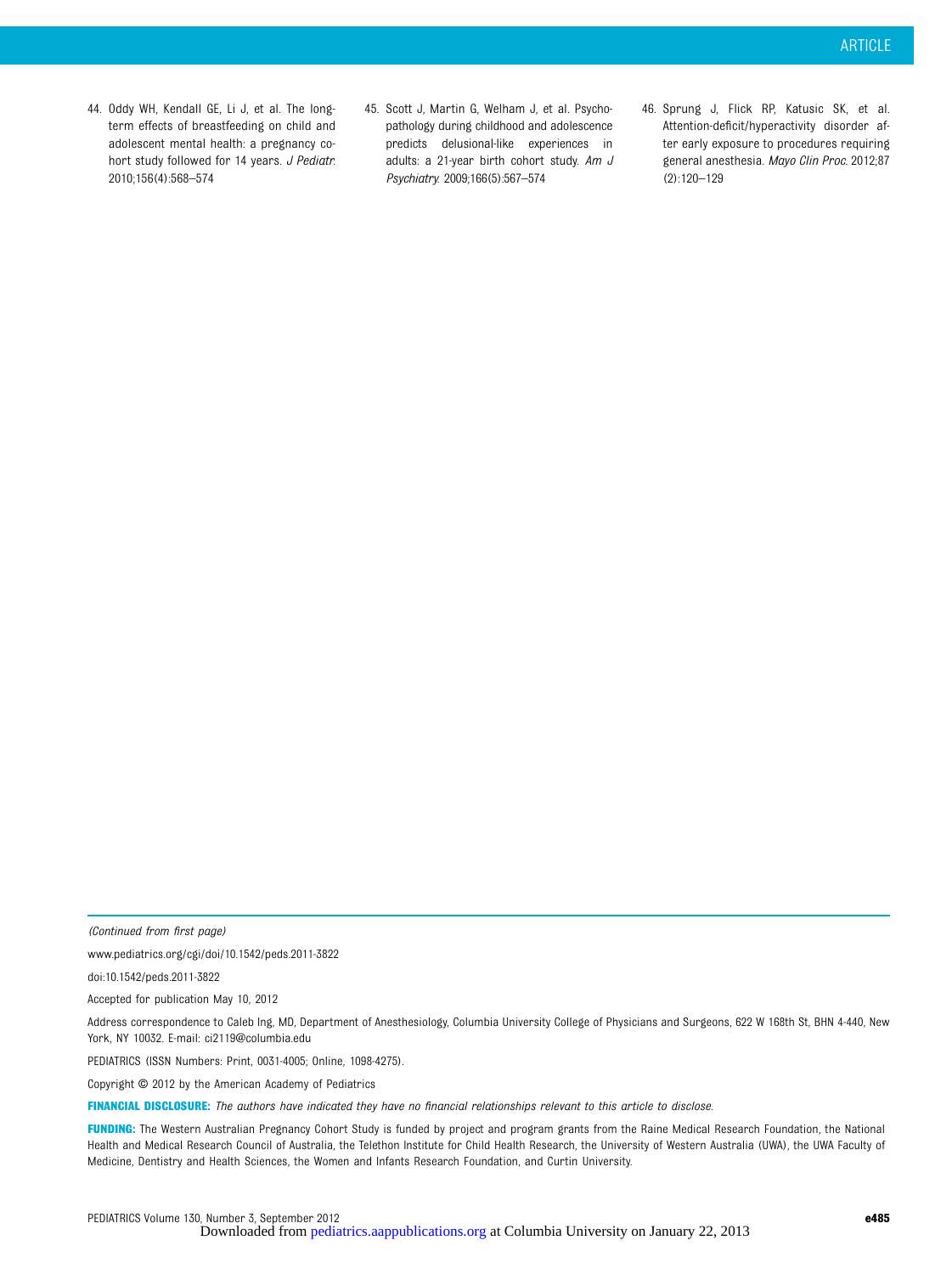44. Oddy WH, Kendall GE, Li J, et al. The long-term effects of breastfeeding on child and adolescent mental health: a pregnancy cohort study followed for 14 years. *J Pediatr.* 2010;156(4):568–574

45. Scott J, Martin G, Welham J, et al. Psychopathology during childhood and adolescence predicts delusional-like experiences in adults: a 21-year birth cohort study. *Am J Psychiatry.* 2009;166(5):567–574

46. Sprung J, Flick RP, Katusic SK, et al. Attention-deficit/hyperactivity disorder after early exposure to procedures requiring general anesthesia. *Mayo Clin Proc.* 2012;87(2):120–129

---

*(Continued from first page)*

www.pediatrics.org/cgi/doi/10.1542/peds.2011-3822

doi:10.1542/peds.2011-3822

Accepted for publication May 10, 2012

Address correspondence to Caleb Ing, MD, Department of Anesthesiology, Columbia University College of Physicians and Surgeons, 622 W 168th St, BHN 4-440, New York, NY 10032. E-mail: ci2119@columbia.edu

PEDIATRICS (ISSN Numbers: Print, 0031-4005; Online, 1098-4275).

Copyright © 2012 by the American Academy of Pediatrics

**FINANCIAL DISCLOSURE:** *The authors have indicated they have no financial relationships relevant to this article to disclose.*

**FUNDING:** The Western Australian Pregnancy Cohort Study is funded by project and program grants from the Raine Medical Research Foundation, the National Health and Medical Research Council of Australia, the Telethon Institute for Child Health Research, the University of Western Australia (UWA), the UWA Faculty of Medicine, Dentistry and Health Sciences, the Women and Infants Research Foundation, and Curtin University.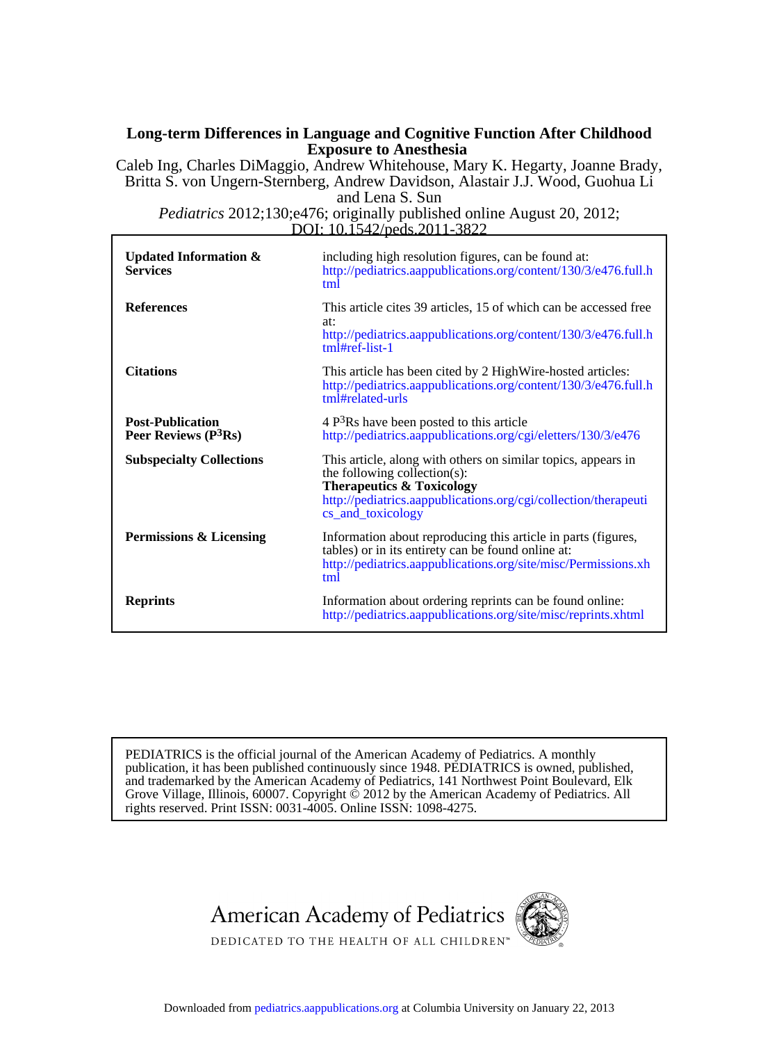# Long-term Differences in Language and Cognitive Function After Childhood Exposure to Anesthesia

Caleb Ing, Charles DiMaggio, Andrew Whitehouse, Mary K. Hegarty, Joanne Brady, Britta S. von Ungern-Sternberg, Andrew Davidson, Alastair J.J. Wood, Guohua Li and Lena S. Sun

*Pediatrics* 2012;130;e476; originally published online August 20, 2012;
DOI: 10.1542/peds.2011-3822

| | |
|---|---|
| **Updated Information & Services** | including high resolution figures, can be found at: http://pediatrics.aappublications.org/content/130/3/e476.full.html |
| **References** | This article cites 39 articles, 15 of which can be accessed free at: http://pediatrics.aappublications.org/content/130/3/e476.full.html#ref-list-1 |
| **Citations** | This article has been cited by 2 HighWire-hosted articles: http://pediatrics.aappublications.org/content/130/3/e476.full.html#related-urls |
| **Post-Publication Peer Reviews (P[3]Rs)** | 4 P[3]Rs have been posted to this article http://pediatrics.aappublications.org/cgi/eletters/130/3/e476 |
| **Subspecialty Collections** | This article, along with others on similar topics, appears in the following collection(s): **Therapeutics & Toxicology** http://pediatrics.aappublications.org/cgi/collection/therapeutics_and_toxicology |
| **Permissions & Licensing** | Information about reproducing this article in parts (figures, tables) or in its entirety can be found online at: http://pediatrics.aappublications.org/site/misc/Permissions.xhtml |
| **Reprints** | Information about ordering reprints can be found online: http://pediatrics.aappublications.org/site/misc/reprints.xhtml |

PEDIATRICS is the official journal of the American Academy of Pediatrics. A monthly publication, it has been published continuously since 1948. PEDIATRICS is owned, published, and trademarked by the American Academy of Pediatrics, 141 Northwest Point Boulevard, Elk Grove Village, Illinois, 60007. Copyright © 2012 by the American Academy of Pediatrics. All rights reserved. Print ISSN: 0031-4005. Online ISSN: 1098-4275.

American Academy of Pediatrics
DEDICATED TO THE HEALTH OF ALL CHILDREN™

Downloaded from pediatrics.aappublications.org at Columbia University on January 22, 2013